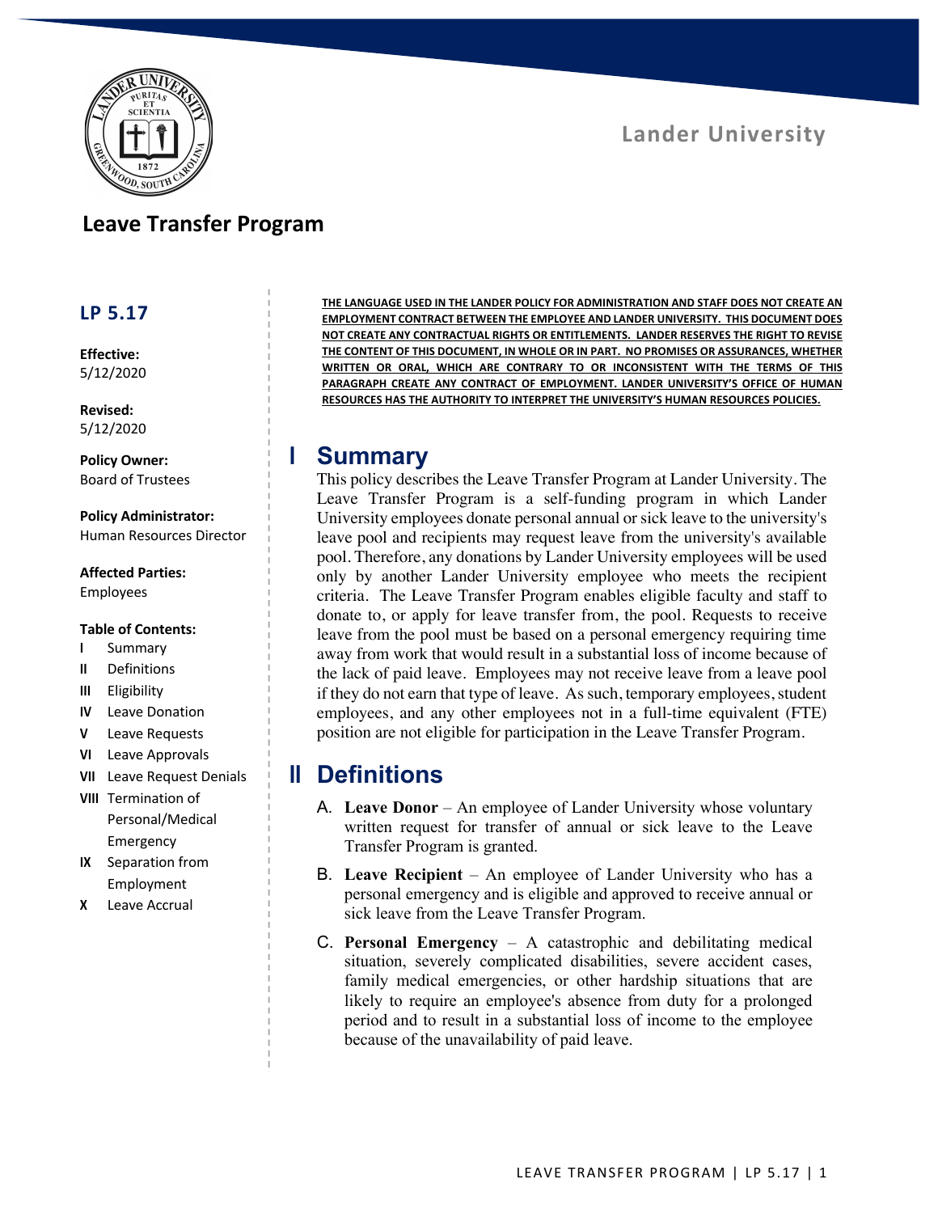Lander University

# Leave Transfer Program

**LP 5.17**

**Effective:**
5/12/2020

**Revised:**
5/12/2020

**Policy Owner:**
Board of Trustees

**Policy Administrator:**
Human Resources Director

**Affected Parties:**
Employees

**Table of Contents:**

- I Summary
- II Definitions
- III Eligibility
- IV Leave Donation
- V Leave Requests
- VI Leave Approvals
- VII Leave Request Denials
- VIII Termination of Personal/Medical Emergency
- IX Separation from Employment
- X Leave Accrual

**THE LANGUAGE USED IN THE LANDER POLICY FOR ADMINISTRATION AND STAFF DOES NOT CREATE AN EMPLOYMENT CONTRACT BETWEEN THE EMPLOYEE AND LANDER UNIVERSITY. THIS DOCUMENT DOES NOT CREATE ANY CONTRACTUAL RIGHTS OR ENTITLEMENTS. LANDER RESERVES THE RIGHT TO REVISE THE CONTENT OF THIS DOCUMENT, IN WHOLE OR IN PART. NO PROMISES OR ASSURANCES, WHETHER WRITTEN OR ORAL, WHICH ARE CONTRARY TO OR INCONSISTENT WITH THE TERMS OF THIS PARAGRAPH CREATE ANY CONTRACT OF EMPLOYMENT. LANDER UNIVERSITY'S OFFICE OF HUMAN RESOURCES HAS THE AUTHORITY TO INTERPRET THE UNIVERSITY'S HUMAN RESOURCES POLICIES.**

## I Summary

This policy describes the Leave Transfer Program at Lander University. The Leave Transfer Program is a self-funding program in which Lander University employees donate personal annual or sick leave to the university's leave pool and recipients may request leave from the university's available pool. Therefore, any donations by Lander University employees will be used only by another Lander University employee who meets the recipient criteria. The Leave Transfer Program enables eligible faculty and staff to donate to, or apply for leave transfer from, the pool. Requests to receive leave from the pool must be based on a personal emergency requiring time away from work that would result in a substantial loss of income because of the lack of paid leave. Employees may not receive leave from a leave pool if they do not earn that type of leave. As such, temporary employees, student employees, and any other employees not in a full-time equivalent (FTE) position are not eligible for participation in the Leave Transfer Program.

## II Definitions

A. **Leave Donor** – An employee of Lander University whose voluntary written request for transfer of annual or sick leave to the Leave Transfer Program is granted.

B. **Leave Recipient** – An employee of Lander University who has a personal emergency and is eligible and approved to receive annual or sick leave from the Leave Transfer Program.

C. **Personal Emergency** – A catastrophic and debilitating medical situation, severely complicated disabilities, severe accident cases, family medical emergencies, or other hardship situations that are likely to require an employee's absence from duty for a prolonged period and to result in a substantial loss of income to the employee because of the unavailability of paid leave.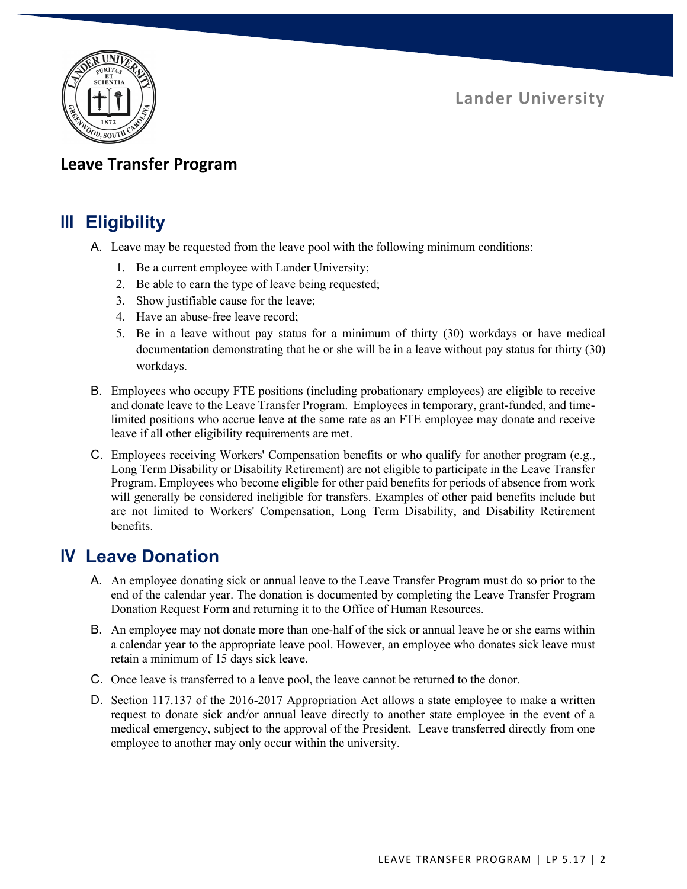## Leave Transfer Program

## III Eligibility

A. Leave may be requested from the leave pool with the following minimum conditions:

1. Be a current employee with Lander University;
2. Be able to earn the type of leave being requested;
3. Show justifiable cause for the leave;
4. Have an abuse-free leave record;
5. Be in a leave without pay status for a minimum of thirty (30) workdays or have medical documentation demonstrating that he or she will be in a leave without pay status for thirty (30) workdays.

B. Employees who occupy FTE positions (including probationary employees) are eligible to receive and donate leave to the Leave Transfer Program. Employees in temporary, grant-funded, and time-limited positions who accrue leave at the same rate as an FTE employee may donate and receive leave if all other eligibility requirements are met.

C. Employees receiving Workers' Compensation benefits or who qualify for another program (e.g., Long Term Disability or Disability Retirement) are not eligible to participate in the Leave Transfer Program. Employees who become eligible for other paid benefits for periods of absence from work will generally be considered ineligible for transfers. Examples of other paid benefits include but are not limited to Workers' Compensation, Long Term Disability, and Disability Retirement benefits.

## IV Leave Donation

A. An employee donating sick or annual leave to the Leave Transfer Program must do so prior to the end of the calendar year. The donation is documented by completing the Leave Transfer Program Donation Request Form and returning it to the Office of Human Resources.

B. An employee may not donate more than one-half of the sick or annual leave he or she earns within a calendar year to the appropriate leave pool. However, an employee who donates sick leave must retain a minimum of 15 days sick leave.

C. Once leave is transferred to a leave pool, the leave cannot be returned to the donor.

D. Section 117.137 of the 2016-2017 Appropriation Act allows a state employee to make a written request to donate sick and/or annual leave directly to another state employee in the event of a medical emergency, subject to the approval of the President. Leave transferred directly from one employee to another may only occur within the university.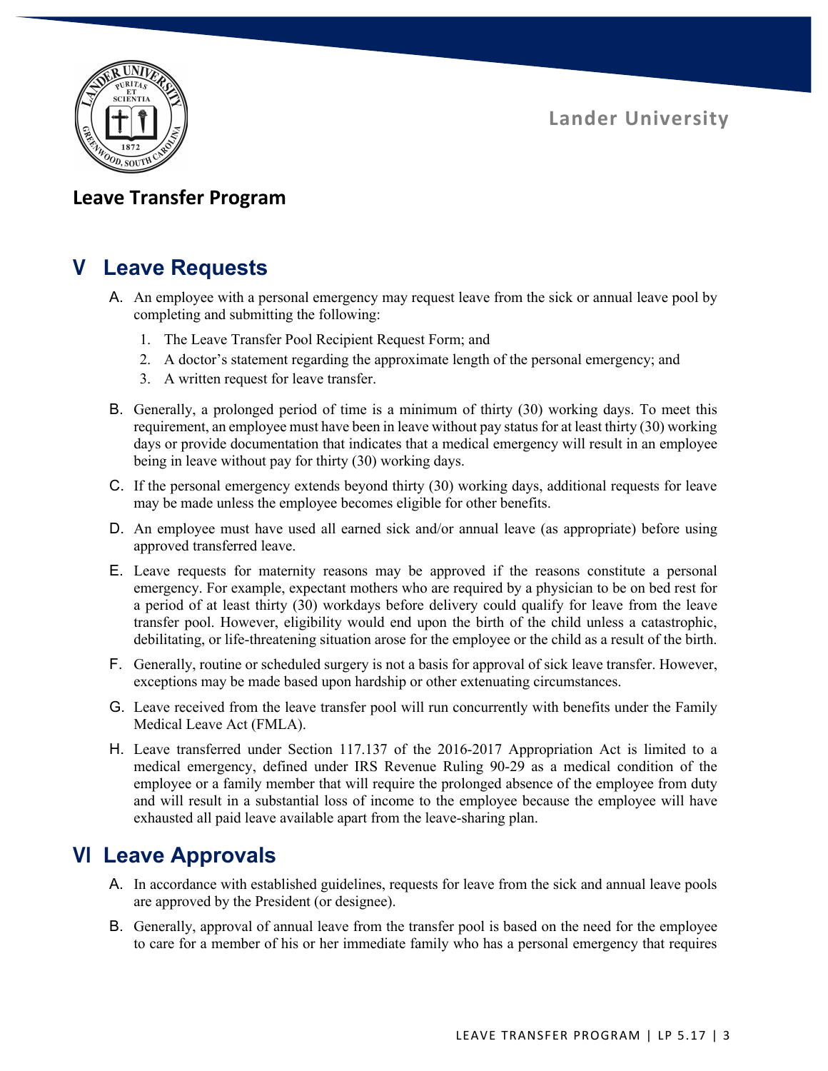## V Leave Requests

A. An employee with a personal emergency may request leave from the sick or annual leave pool by completing and submitting the following:

   1. The Leave Transfer Pool Recipient Request Form; and
   2. A doctor's statement regarding the approximate length of the personal emergency; and
   3. A written request for leave transfer.

B. Generally, a prolonged period of time is a minimum of thirty (30) working days. To meet this requirement, an employee must have been in leave without pay status for at least thirty (30) working days or provide documentation that indicates that a medical emergency will result in an employee being in leave without pay for thirty (30) working days.

C. If the personal emergency extends beyond thirty (30) working days, additional requests for leave may be made unless the employee becomes eligible for other benefits.

D. An employee must have used all earned sick and/or annual leave (as appropriate) before using approved transferred leave.

E. Leave requests for maternity reasons may be approved if the reasons constitute a personal emergency. For example, expectant mothers who are required by a physician to be on bed rest for a period of at least thirty (30) workdays before delivery could qualify for leave from the leave transfer pool. However, eligibility would end upon the birth of the child unless a catastrophic, debilitating, or life-threatening situation arose for the employee or the child as a result of the birth.

F. Generally, routine or scheduled surgery is not a basis for approval of sick leave transfer. However, exceptions may be made based upon hardship or other extenuating circumstances.

G. Leave received from the leave transfer pool will run concurrently with benefits under the Family Medical Leave Act (FMLA).

H. Leave transferred under Section 117.137 of the 2016-2017 Appropriation Act is limited to a medical emergency, defined under IRS Revenue Ruling 90-29 as a medical condition of the employee or a family member that will require the prolonged absence of the employee from duty and will result in a substantial loss of income to the employee because the employee will have exhausted all paid leave available apart from the leave-sharing plan.

## VI Leave Approvals

A. In accordance with established guidelines, requests for leave from the sick and annual leave pools are approved by the President (or designee).

B. Generally, approval of annual leave from the transfer pool is based on the need for the employee to care for a member of his or her immediate family who has a personal emergency that requires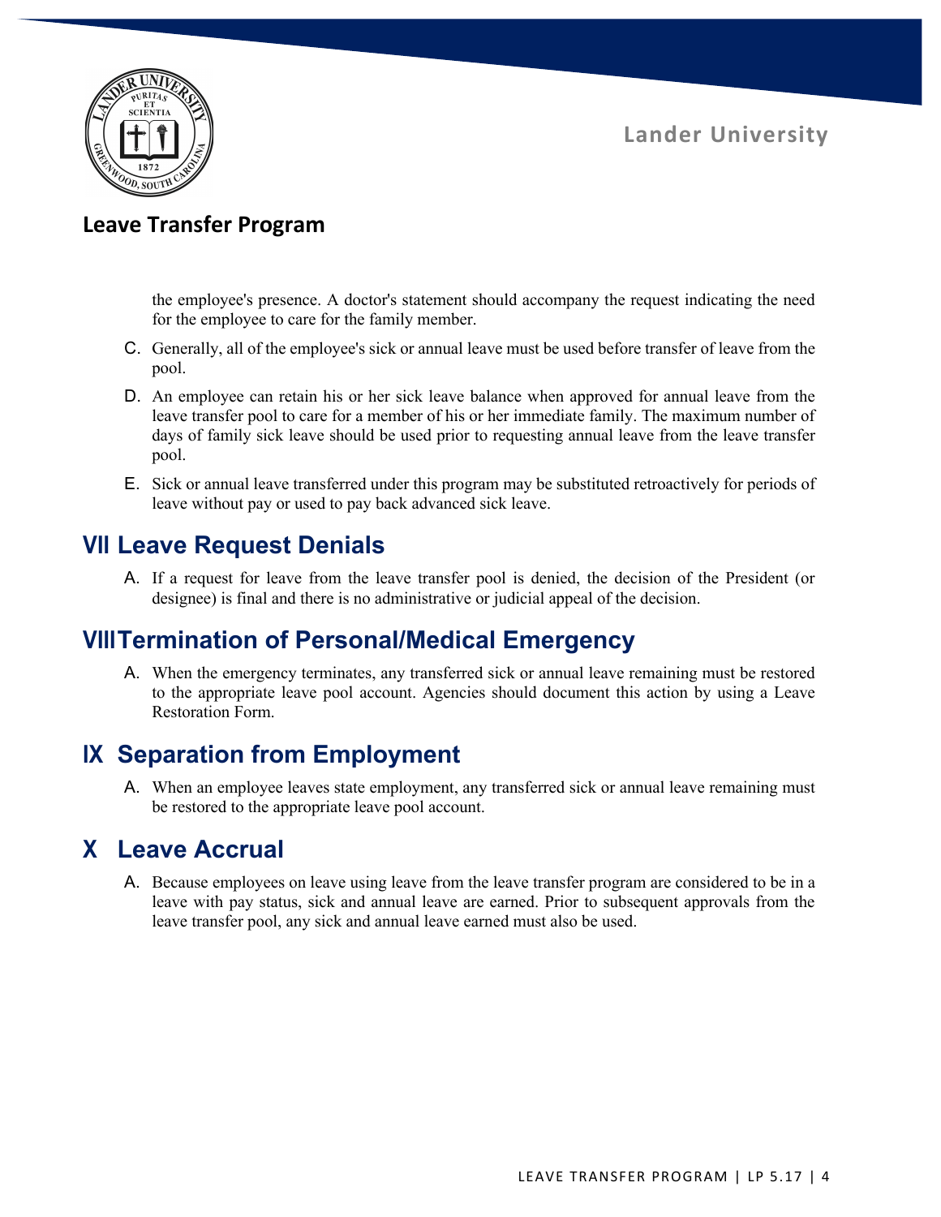the employee's presence. A doctor's statement should accompany the request indicating the need for the employee to care for the family member.

C. Generally, all of the employee's sick or annual leave must be used before transfer of leave from the pool.

D. An employee can retain his or her sick leave balance when approved for annual leave from the leave transfer pool to care for a member of his or her immediate family. The maximum number of days of family sick leave should be used prior to requesting annual leave from the leave transfer pool.

E. Sick or annual leave transferred under this program may be substituted retroactively for periods of leave without pay or used to pay back advanced sick leave.

## VII Leave Request Denials

A. If a request for leave from the leave transfer pool is denied, the decision of the President (or designee) is final and there is no administrative or judicial appeal of the decision.

## VIII Termination of Personal/Medical Emergency

A. When the emergency terminates, any transferred sick or annual leave remaining must be restored to the appropriate leave pool account. Agencies should document this action by using a Leave Restoration Form.

## IX Separation from Employment

A. When an employee leaves state employment, any transferred sick or annual leave remaining must be restored to the appropriate leave pool account.

## X Leave Accrual

A. Because employees on leave using leave from the leave transfer program are considered to be in a leave with pay status, sick and annual leave are earned. Prior to subsequent approvals from the leave transfer pool, any sick and annual leave earned must also be used.